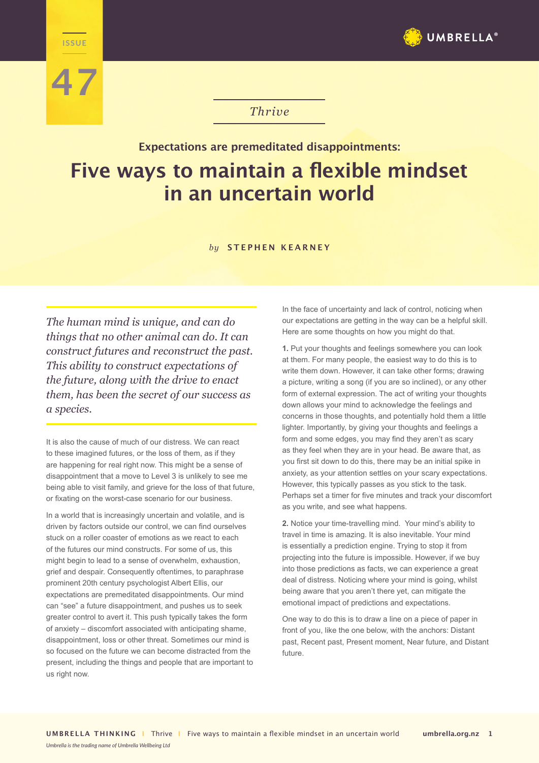ISSUE 47

*Thrive*

**Expectations are premeditated disappointments:**

# Five ways to maintain a flexible mindset in an uncertain world

*by* **STEPHEN KEARNEY**

*The human mind is unique, and can do things that no other animal can do. It can construct futures and reconstruct the past. This ability to construct expectations of the future, along with the drive to enact them, has been the secret of our success as a species.*

It is also the cause of much of our distress. We can react to these imagined futures, or the loss of them, as if they are happening for real right now. This might be a sense of disappointment that a move to Level 3 is unlikely to see me being able to visit family, and grieve for the loss of that future, or fixating on the worst-case scenario for our business.

In a world that is increasingly uncertain and volatile, and is driven by factors outside our control, we can find ourselves stuck on a roller coaster of emotions as we react to each of the futures our mind constructs. For some of us, this might begin to lead to a sense of overwhelm, exhaustion, grief and despair. Consequently oftentimes, to paraphrase prominent 20th century psychologist Albert Ellis, our expectations are premeditated disappointments. Our mind can "see" a future disappointment, and pushes us to seek greater control to avert it. This push typically takes the form of anxiety – discomfort associated with anticipating shame, disappointment, loss or other threat. Sometimes our mind is so focused on the future we can become distracted from the present, including the things and people that are important to us right now.

In the face of uncertainty and lack of control, noticing when our expectations are getting in the way can be a helpful skill. Here are some thoughts on how you might do that.

**1.** Put your thoughts and feelings somewhere you can look at them. For many people, the easiest way to do this is to write them down. However, it can take other forms; drawing a picture, writing a song (if you are so inclined), or any other form of external expression. The act of writing your thoughts down allows your mind to acknowledge the feelings and concerns in those thoughts, and potentially hold them a little lighter. Importantly, by giving your thoughts and feelings a form and some edges, you may find they aren't as scary as they feel when they are in your head. Be aware that, as you first sit down to do this, there may be an initial spike in anxiety, as your attention settles on your scary expectations. However, this typically passes as you stick to the task. Perhaps set a timer for five minutes and track your discomfort as you write, and see what happens.

**2.** Notice your time-travelling mind. Your mind's ability to travel in time is amazing. It is also inevitable. Your mind is essentially a prediction engine. Trying to stop it from projecting into the future is impossible. However, if we buy into those predictions as facts, we can experience a great deal of distress. Noticing where your mind is going, whilst being aware that you aren't there yet, can mitigate the emotional impact of predictions and expectations.

One way to do this is to draw a line on a piece of paper in front of you, like the one below, with the anchors: Distant past, Recent past, Present moment, Near future, and Distant future.

*Umbrella is the trading name of Umbrella Wellbeing Ltd*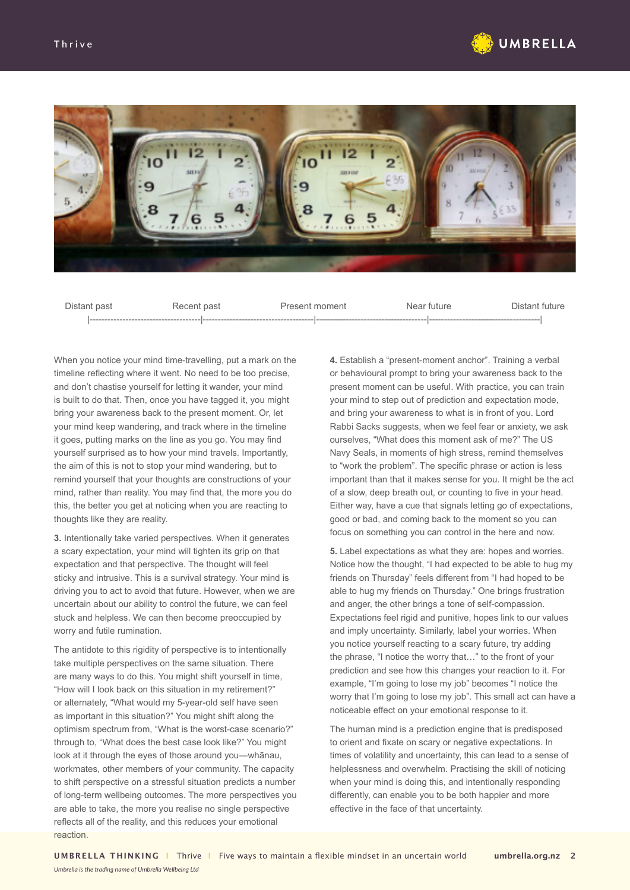Distant past | Recent past | Present moment | Near future | Distant future

|-------------------------------------|-------------------------------------|-------------------------------------|-------------------------------------|

When you notice your mind time-travelling, put a mark on the timeline reflecting where it went. No need to be too precise, and don't chastise yourself for letting it wander, your mind is built to do that. Then, once you have tagged it, you might bring your awareness back to the present moment. Or, let your mind keep wandering, and track where in the timeline it goes, putting marks on the line as you go. You may find yourself surprised as to how your mind travels. Importantly, the aim of this is not to stop your mind wandering, but to remind yourself that your thoughts are constructions of your mind, rather than reality. You may find that, the more you do this, the better you get at noticing when you are reacting to thoughts like they are reality.

**3.** Intentionally take varied perspectives. When it generates a scary expectation, your mind will tighten its grip on that expectation and that perspective. The thought will feel sticky and intrusive. This is a survival strategy. Your mind is driving you to act to avoid that future. However, when we are uncertain about our ability to control the future, we can feel stuck and helpless. We can then become preoccupied by worry and futile rumination.

The antidote to this rigidity of perspective is to intentionally take multiple perspectives on the same situation. There are many ways to do this. You might shift yourself in time, "How will I look back on this situation in my retirement?" or alternately, "What would my 5-year-old self have seen as important in this situation?" You might shift along the optimism spectrum from, "What is the worst-case scenario?" through to, "What does the best case look like?" You might look at it through the eyes of those around you—whānau, workmates, other members of your community. The capacity to shift perspective on a stressful situation predicts a number of long-term wellbeing outcomes. The more perspectives you are able to take, the more you realise no single perspective reflects all of the reality, and this reduces your emotional reaction.

**4.** Establish a "present-moment anchor". Training a verbal or behavioural prompt to bring your awareness back to the present moment can be useful. With practice, you can train your mind to step out of prediction and expectation mode, and bring your awareness to what is in front of you. Lord Rabbi Sacks suggests, when we feel fear or anxiety, we ask ourselves, "What does this moment ask of me?" The US Navy Seals, in moments of high stress, remind themselves to "work the problem". The specific phrase or action is less important than that it makes sense for you. It might be the act of a slow, deep breath out, or counting to five in your head. Either way, have a cue that signals letting go of expectations, good or bad, and coming back to the moment so you can focus on something you can control in the here and now.

**5.** Label expectations as what they are: hopes and worries. Notice how the thought, "I had expected to be able to hug my friends on Thursday" feels different from "I had hoped to be able to hug my friends on Thursday." One brings frustration and anger, the other brings a tone of self-compassion. Expectations feel rigid and punitive, hopes link to our values and imply uncertainty. Similarly, label your worries. When you notice yourself reacting to a scary future, try adding the phrase, "I notice the worry that…" to the front of your prediction and see how this changes your reaction to it. For example, "I'm going to lose my job" becomes "I notice the worry that I'm going to lose my job". This small act can have a noticeable effect on your emotional response to it.

The human mind is a prediction engine that is predisposed to orient and fixate on scary or negative expectations. In times of volatility and uncertainty, this can lead to a sense of helplessness and overwhelm. Practising the skill of noticing when your mind is doing this, and intentionally responding differently, can enable you to be both happier and more effective in the face of that uncertainty.